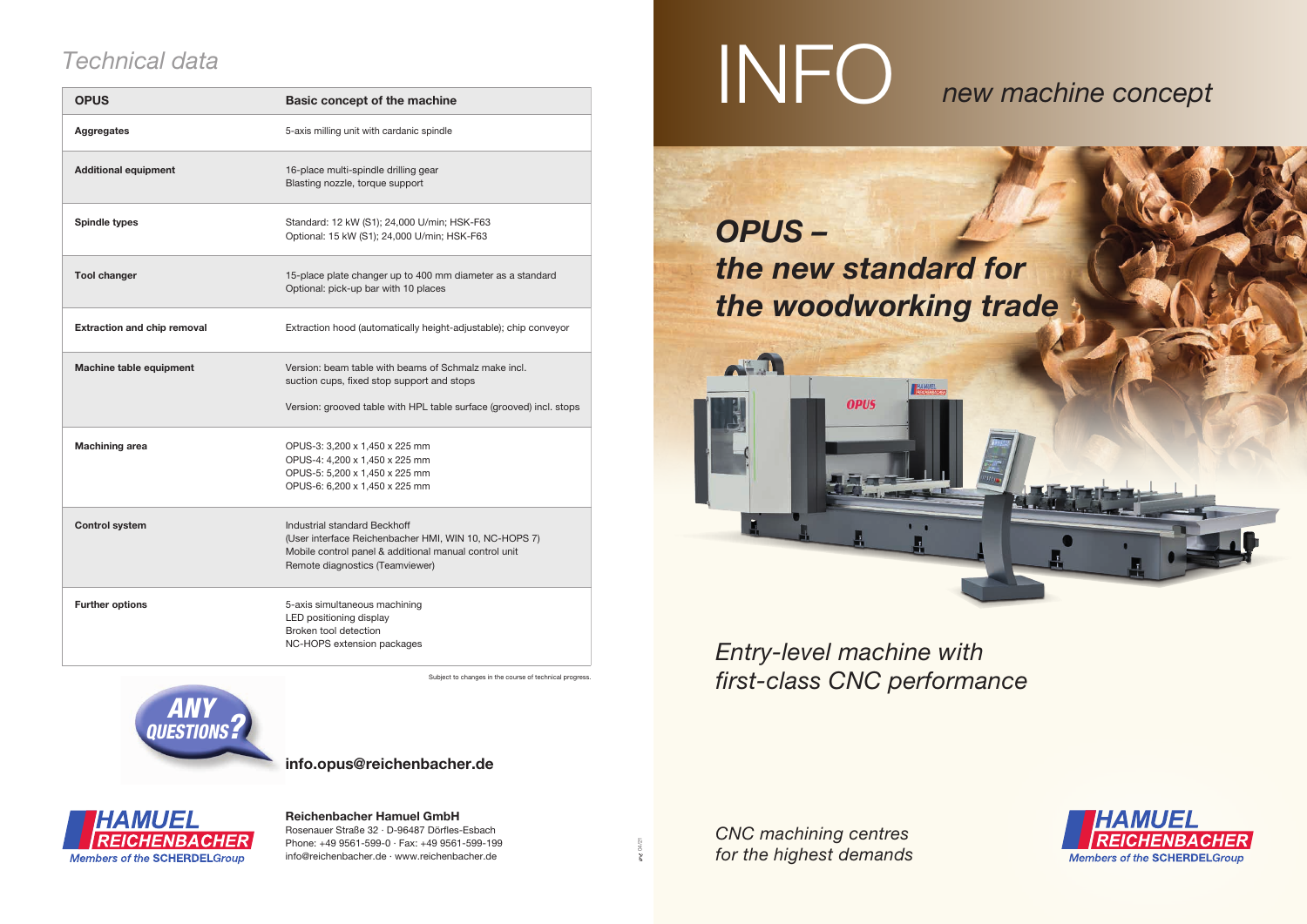# Technical data

| OPUS | Basic concept of the machine |
|---|---|
| **Aggregates** | 5-axis milling unit with cardanic spindle |
| **Additional equipment** | 16-place multi-spindle drilling gear<br>Blasting nozzle, torque support |
| **Spindle types** | Standard: 12 kW (S1); 24,000 U/min; HSK-F63<br>Optional: 15 kW (S1); 24,000 U/min; HSK-F63 |
| **Tool changer** | 15-place plate changer up to 400 mm diameter as a standard<br>Optional: pick-up bar with 10 places |
| **Extraction and chip removal** | Extraction hood (automatically height-adjustable); chip conveyor |
| **Machine table equipment** | Version: beam table with beams of Schmalz make incl. suction cups, fixed stop support and stops<br><br>Version: grooved table with HPL table surface (grooved) incl. stops |
| **Machining area** | OPUS-3: 3,200 x 1,450 x 225 mm<br>OPUS-4: 4,200 x 1,450 x 225 mm<br>OPUS-5: 5,200 x 1,450 x 225 mm<br>OPUS-6: 6,200 x 1,450 x 225 mm |
| **Control system** | Industrial standard Beckhoff<br>(User interface Reichenbacher HMI, WIN 10, NC-HOPS 7)<br>Mobile control panel & additional manual control unit<br>Remote diagnostics (Teamviewer) |
| **Further options** | 5-axis simultaneous machining<br>LED positioning display<br>Broken tool detection<br>NC-HOPS extension packages |

Subject to changes in the course of technical progress.

ANY QUESTIONS?

**info.opus@reichenbacher.de**

HAMUEL REICHENBACHER
Members of the SCHERDELGroup

**Reichenbacher Hamuel GmbH**
Rosenauer Straße 32 · D-96487 Dörfles-Esbach
Phone: +49 9561-599-0 · Fax: +49 9561-599-199
info@reichenbacher.de · www.reichenbacher.de

# INFO *new machine concept*

## *OPUS – the new standard for the woodworking trade*

*Entry-level machine with first-class CNC performance*

*CNC machining centres for the highest demands*

HAMUEL REICHENBACHER
Members of the SCHERDELGroup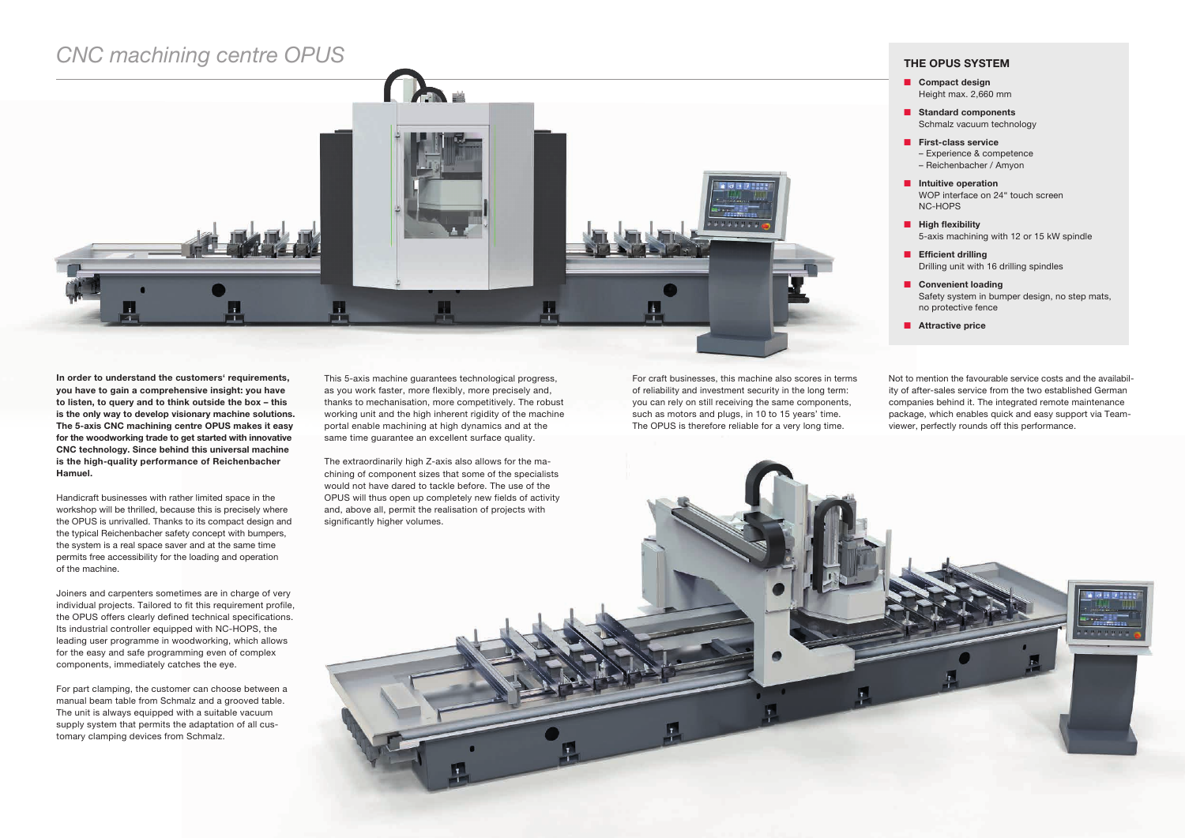# CNC machining centre OPUS

## THE OPUS SYSTEM

- **Compact design**
  Height max. 2,660 mm
- **Standard components**
  Schmalz vacuum technology
- **First-class service**
  – Experience & competence
  – Reichenbacher / Amyon
- **Intuitive operation**
  WOP interface on 24" touch screen
  NC-HOPS
- **High flexibility**
  5-axis machining with 12 or 15 kW spindle
- **Efficient drilling**
  Drilling unit with 16 drilling spindles
- **Convenient loading**
  Safety system in bumper design, no step mats, no protective fence
- **Attractive price**

**In order to understand the customers' requirements, you have to gain a comprehensive insight: you have to listen, to query and to think outside the box – this is the only way to develop visionary machine solutions. The 5-axis CNC machining centre OPUS makes it easy for the woodworking trade to get started with innovative CNC technology. Since behind this universal machine is the high-quality performance of Reichenbacher Hamuel.**

Handicraft businesses with rather limited space in the workshop will be thrilled, because this is precisely where the OPUS is unrivalled. Thanks to its compact design and the typical Reichenbacher safety concept with bumpers, the system is a real space saver and at the same time permits free accessibility for the loading and operation of the machine.

Joiners and carpenters sometimes are in charge of very individual projects. Tailored to fit this requirement profile, the OPUS offers clearly defined technical specifications. Its industrial controller equipped with NC-HOPS, the leading user programme in woodworking, which allows for the easy and safe programming even of complex components, immediately catches the eye.

For part clamping, the customer can choose between a manual beam table from Schmalz and a grooved table. The unit is always equipped with a suitable vacuum supply system that permits the adaptation of all customary clamping devices from Schmalz.

This 5-axis machine guarantees technological progress, as you work faster, more flexibly, more precisely and, thanks to mechanisation, more competitively. The robust working unit and the high inherent rigidity of the machine portal enable machining at high dynamics and at the same time guarantee an excellent surface quality.

The extraordinarily high Z-axis also allows for the machining of component sizes that some of the specialists would not have dared to tackle before. The use of the OPUS will thus open up completely new fields of activity and, above all, permit the realisation of projects with significantly higher volumes.

For craft businesses, this machine also scores in terms of reliability and investment security in the long term: you can rely on still receiving the same components, such as motors and plugs, in 10 to 15 years' time. The OPUS is therefore reliable for a very long time.

Not to mention the favourable service costs and the availability of after-sales service from the two established German companies behind it. The integrated remote maintenance package, which enables quick and easy support via Teamviewer, perfectly rounds off this performance.